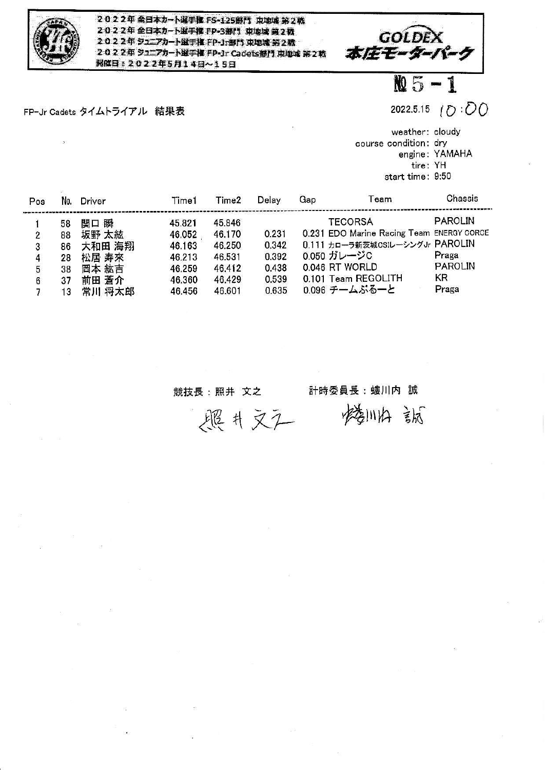2022年 全日本カート選手権 FS-125部門 東地域 第2戦
2022年 全日本カート選手権 FP-3部門 東地域 第2戦
2022年 ジュニアカート選手権 FP-Jr部門 東地域 第2戦
2022年 ジュニアカート選手権 FP-Jr Cadets部門 東地域 第2戦
開催日：2022年5月14日～15日

GOLDEX 本庄モーターパーク

№5 - 1

FP-Jr Cadets タイムトライアル　結果表

2022.5.15　10:00

weather: cloudy
course condition: dry
engine: YAMAHA
tire: YH
start time: 9:50

| Pos | No. | Driver | Time1 | Time2 | Delay | Gap | Team | Chassis |
|---|---|---|---|---|---|---|---|---|
| 1 | 58 | 関口 瞬 | 45.821 | 45.846 | | | TECORSA | PAROLIN |
| 2 | 88 | 坂野 太紘 | 46.052 | 46.170 | 0.231 | 0.231 | EDO Marine Racing Team | ENERGY CORCE |
| 3 | 86 | 大和田 海翔 | 46.163 | 46.250 | 0.342 | 0.111 | カローラ新茨城CSIレーシングJr | PAROLIN |
| 4 | 28 | 松居 寿來 | 46.213 | 46.531 | 0.392 | 0.050 | ガレージC | Praga |
| 5 | 38 | 岡本 紘吉 | 46.259 | 46.412 | 0.438 | 0.046 | RT WORLD | PAROLIN |
| 6 | 37 | 前田 蒼介 | 46.360 | 46.429 | 0.539 | 0.101 | Team REGOLITH | KR |
| 7 | 13 | 常川 将太郎 | 46.456 | 46.601 | 0.635 | 0.096 | チームぶるーと | Praga |

競技長：照井 文之　　計時委員長：蛯川内 誠

照井 文之　　蛯川内 誠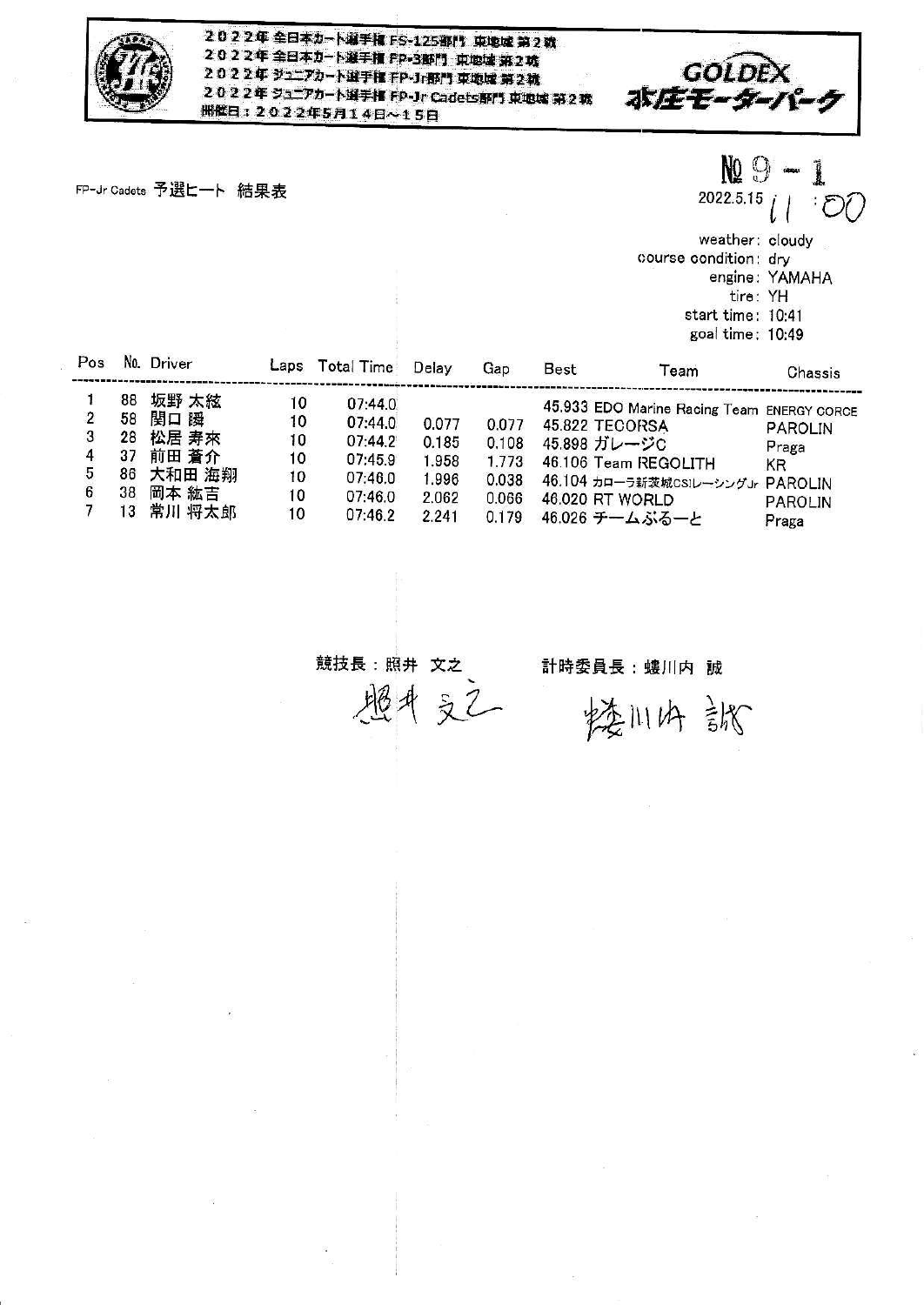2022年 全日本カート選手権 FS-125部門 東地域 第2戦
2022年 全日本カート選手権 FP-3部門 東地域 第2戦
2022年 ジュニアカート選手権 FP-Jr部門 東地域 第2戦
2022年 ジュニアカート選手権 FP-Jr Cadets部門 東地域 第2戦
開催日：2022年5月14日～15日

GOLDEX 本庄モーターパーク

FP-Jr Cadets 予選ヒート 結果表

№ 9 - 1

2022.5.15 11:00

weather: cloudy
course condition: dry
engine: YAMAHA
tire: YH
start time: 10:41
goal time: 10:49

| Pos | No. | Driver | Laps | Total Time | Delay | Gap | Best | Team | Chassis |
|---|---|---|---|---|---|---|---|---|---|
| 1 | 88 | 坂野 太絃 | 10 | 07:44.0 | | | 45.933 | EDO Marine Racing Team | ENERGY CORCE |
| 2 | 58 | 関口 瞬 | 10 | 07:44.0 | 0.077 | 0.077 | 45.822 | TECORSA | PAROLIN |
| 3 | 28 | 松居 寿來 | 10 | 07:44.2 | 0.185 | 0.108 | 45.898 | ガレージC | Praga |
| 4 | 37 | 前田 蒼介 | 10 | 07:45.9 | 1.958 | 1.773 | 46.106 | Team REGOLITH | KR |
| 5 | 86 | 大和田 海翔 | 10 | 07:46.0 | 1.996 | 0.038 | 46.104 | カローラ新茨城CSIレーシングJr | PAROLIN |
| 6 | 38 | 岡本 紘吉 | 10 | 07:46.0 | 2.062 | 0.066 | 46.020 | RT WORLD | PAROLIN |
| 7 | 13 | 常川 将太郎 | 10 | 07:46.2 | 2.241 | 0.179 | 46.026 | チームぶるーと | Praga |

競技長：照井 文之　照井 文之

計時委員長：蟻川内 誠　蟻川内 誠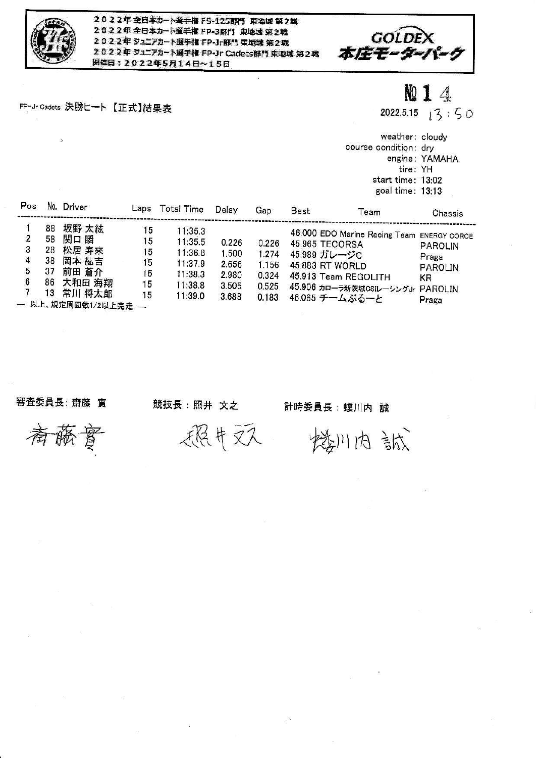2022年 全日本カート選手権 FS-125部門 東地域 第2戦
2022年 全日本カート選手権 FP-3部門 東地域 第2戦
2022年 ジュニアカート選手権 FP-Jr部門 東地域 第2戦
2022年 ジュニアカート選手権 FP-Jr Cadets部門 東地域 第2戦
開催日：2022年5月14日～15日

GOLDEX 本庄モーターパーク

No 14

FP-Jr Cadets 決勝ヒート 【正式】結果表

2022.5.15 13:50

weather: cloudy
course condition: dry
engine: YAMAHA
tire: YH
start time: 13:02
goal time: 13:13

| Pos | No. | Driver | Laps | Total Time | Delay | Gap | Best | Team | Chassis |
|---|---|---|---|---|---|---|---|---|---|
| 1 | 88 | 坂野 太絃 | 15 | 11:35.3 | | | 46.000 | EDO Marine Racing Team | ENERGY CORCE |
| 2 | 58 | 関口 瞬 | 15 | 11:35.5 | 0.226 | 0.226 | 45.965 | TECORSA | PAROLIN |
| 3 | 28 | 松居 寿來 | 15 | 11:36.8 | 1.500 | 1.274 | 45.989 | ガレージC | Praga |
| 4 | 38 | 岡本 紘吉 | 15 | 11:37.9 | 2.656 | 1.156 | 45.883 | RT WORLD | PAROLIN |
| 5 | 37 | 前田 蒼介 | 15 | 11:38.3 | 2.980 | 0.324 | 45.913 | Team REGOLITH | KR |
| 6 | 86 | 大和田 海翔 | 15 | 11:38.8 | 3.505 | 0.525 | 45.906 | カローラ新茨城CSIレーシングJr | PAROLIN |
| 7 | 13 | 常川 将太郎 | 15 | 11:39.0 | 3.688 | 0.183 | 46.065 | チームぶるーと | Praga |

— 以上、規定周回数1/2以上完走 —

審査委員長：齋藤 實　　競技長：照井 文之　　計時委員長：螻川内 誠

齋藤實　　照井文之　　螻川内誠